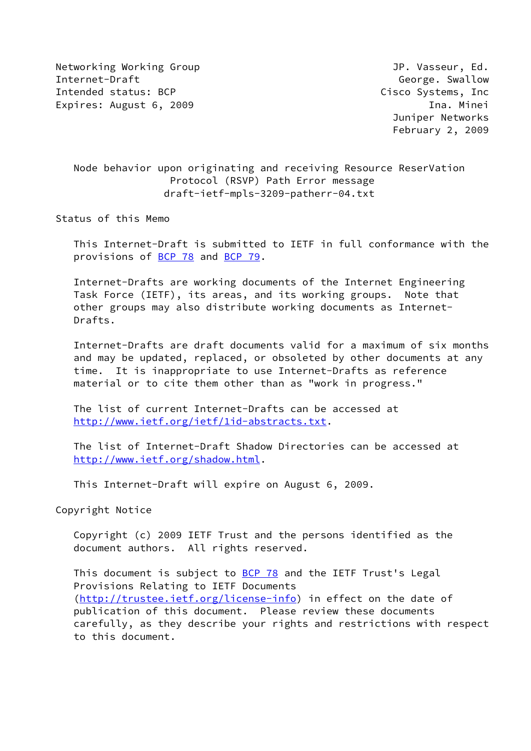Networking Working Group JP. Vasseur, Ed.
Internet-Draft George. Swallow
Intended status: BCP Cisco Systems, Inc
Expires: August 6, 2009 Ina. Minei
Juniper Networks
February 2, 2009

# Node behavior upon originating and receiving Resource ReserVation Protocol (RSVP) Path Error message
draft-ietf-mpls-3209-patherr-04.txt

## Status of this Memo

This Internet-Draft is submitted to IETF in full conformance with the provisions of BCP 78 and BCP 79.

Internet-Drafts are working documents of the Internet Engineering Task Force (IETF), its areas, and its working groups. Note that other groups may also distribute working documents as Internet-Drafts.

Internet-Drafts are draft documents valid for a maximum of six months and may be updated, replaced, or obsoleted by other documents at any time. It is inappropriate to use Internet-Drafts as reference material or to cite them other than as "work in progress."

The list of current Internet-Drafts can be accessed at http://www.ietf.org/ietf/1id-abstracts.txt.

The list of Internet-Draft Shadow Directories can be accessed at http://www.ietf.org/shadow.html.

This Internet-Draft will expire on August 6, 2009.

## Copyright Notice

Copyright (c) 2009 IETF Trust and the persons identified as the document authors. All rights reserved.

This document is subject to BCP 78 and the IETF Trust's Legal Provisions Relating to IETF Documents (http://trustee.ietf.org/license-info) in effect on the date of publication of this document. Please review these documents carefully, as they describe your rights and restrictions with respect to this document.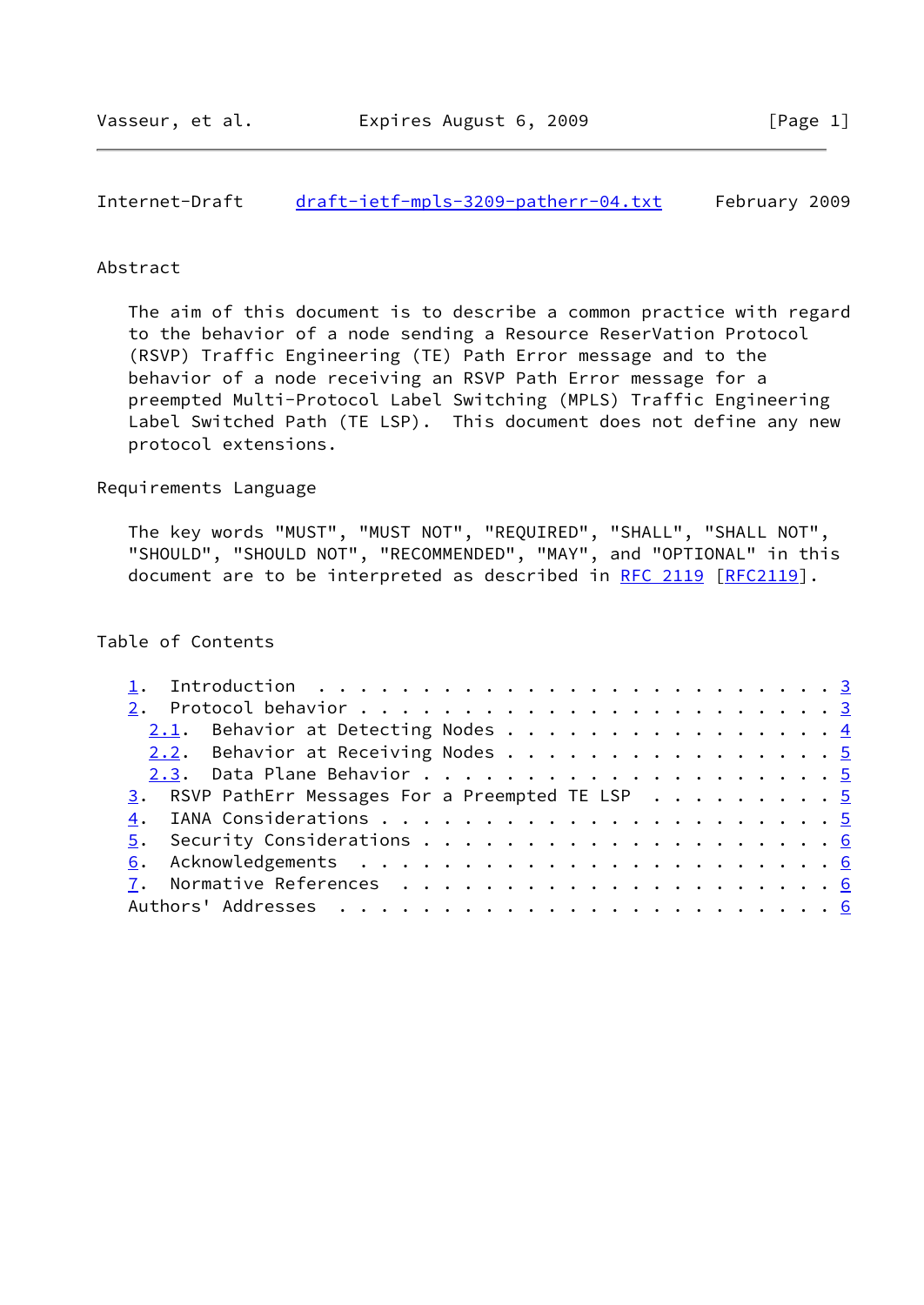## Abstract

The aim of this document is to describe a common practice with regard to the behavior of a node sending a Resource ReserVation Protocol (RSVP) Traffic Engineering (TE) Path Error message and to the behavior of a node receiving an RSVP Path Error message for a preempted Multi-Protocol Label Switching (MPLS) Traffic Engineering Label Switched Path (TE LSP). This document does not define any new protocol extensions.

## Requirements Language

The key words "MUST", "MUST NOT", "REQUIRED", "SHALL", "SHALL NOT", "SHOULD", "SHOULD NOT", "RECOMMENDED", "MAY", and "OPTIONAL" in this document are to be interpreted as described in RFC 2119 [RFC2119].

## Table of Contents

1. Introduction . . . . . . . . . . . . . . . . . . . . . . . . . 3
2. Protocol behavior . . . . . . . . . . . . . . . . . . . . . . . 3
   - 2.1. Behavior at Detecting Nodes . . . . . . . . . . . . . . . . 4
   - 2.2. Behavior at Receiving Nodes . . . . . . . . . . . . . . . . 5
   - 2.3. Data Plane Behavior . . . . . . . . . . . . . . . . . . . . 5
3. RSVP PathErr Messages For a Preempted TE LSP . . . . . . . . . 5
4. IANA Considerations . . . . . . . . . . . . . . . . . . . . . . 5
5. Security Considerations . . . . . . . . . . . . . . . . . . . . 6
6. Acknowledgements . . . . . . . . . . . . . . . . . . . . . . . 6
7. Normative References . . . . . . . . . . . . . . . . . . . . . 6

Authors' Addresses . . . . . . . . . . . . . . . . . . . . . . . . 6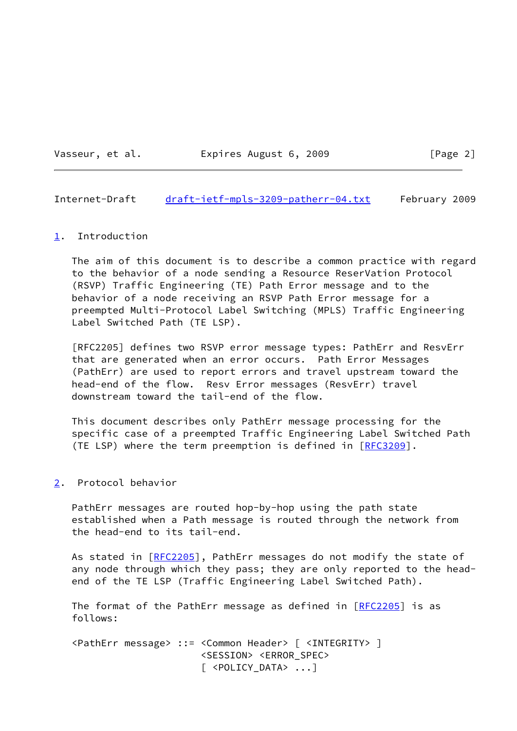## 1. Introduction

The aim of this document is to describe a common practice with regard to the behavior of a node sending a Resource ReserVation Protocol (RSVP) Traffic Engineering (TE) Path Error message and to the behavior of a node receiving an RSVP Path Error message for a preempted Multi-Protocol Label Switching (MPLS) Traffic Engineering Label Switched Path (TE LSP).

[RFC2205] defines two RSVP error message types: PathErr and ResvErr that are generated when an error occurs. Path Error Messages (PathErr) are used to report errors and travel upstream toward the head-end of the flow. Resv Error messages (ResvErr) travel downstream toward the tail-end of the flow.

This document describes only PathErr message processing for the specific case of a preempted Traffic Engineering Label Switched Path (TE LSP) where the term preemption is defined in [RFC3209].

## 2. Protocol behavior

PathErr messages are routed hop-by-hop using the path state established when a Path message is routed through the network from the head-end to its tail-end.

As stated in [RFC2205], PathErr messages do not modify the state of any node through which they pass; they are only reported to the head-end of the TE LSP (Traffic Engineering Label Switched Path).

The format of the PathErr message as defined in [RFC2205] is as follows:

```
<PathErr message> ::= <Common Header> [ <INTEGRITY> ]
                      <SESSION> <ERROR_SPEC>
                      [ <POLICY_DATA> ...]
```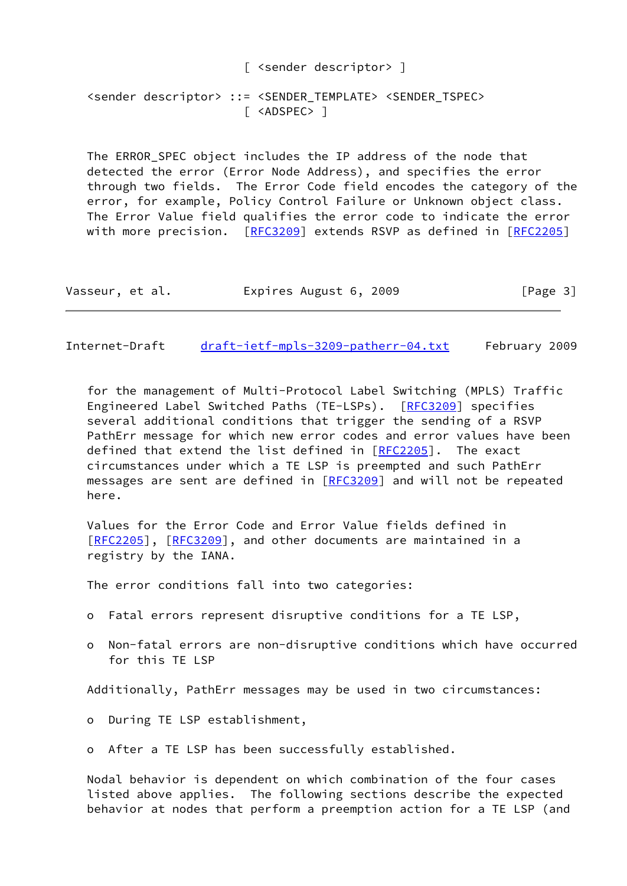```
                          [ <sender descriptor> ]

   <sender descriptor> ::= <SENDER_TEMPLATE> <SENDER_TSPEC>
                          [ <ADSPEC> ]
```

The ERROR_SPEC object includes the IP address of the node that detected the error (Error Node Address), and specifies the error through two fields. The Error Code field encodes the category of the error, for example, Policy Control Failure or Unknown object class. The Error Value field qualifies the error code to indicate the error with more precision. [RFC3209] extends RSVP as defined in [RFC2205] for the management of Multi-Protocol Label Switching (MPLS) Traffic Engineered Label Switched Paths (TE-LSPs). [RFC3209] specifies several additional conditions that trigger the sending of a RSVP PathErr message for which new error codes and error values have been defined that extend the list defined in [RFC2205]. The exact circumstances under which a TE LSP is preempted and such PathErr messages are sent are defined in [RFC3209] and will not be repeated here.

Values for the Error Code and Error Value fields defined in [RFC2205], [RFC3209], and other documents are maintained in a registry by the IANA.

The error conditions fall into two categories:

- Fatal errors represent disruptive conditions for a TE LSP,

- Non-fatal errors are non-disruptive conditions which have occurred for this TE LSP

Additionally, PathErr messages may be used in two circumstances:

- During TE LSP establishment,

- After a TE LSP has been successfully established.

Nodal behavior is dependent on which combination of the four cases listed above applies. The following sections describe the expected behavior at nodes that perform a preemption action for a TE LSP (and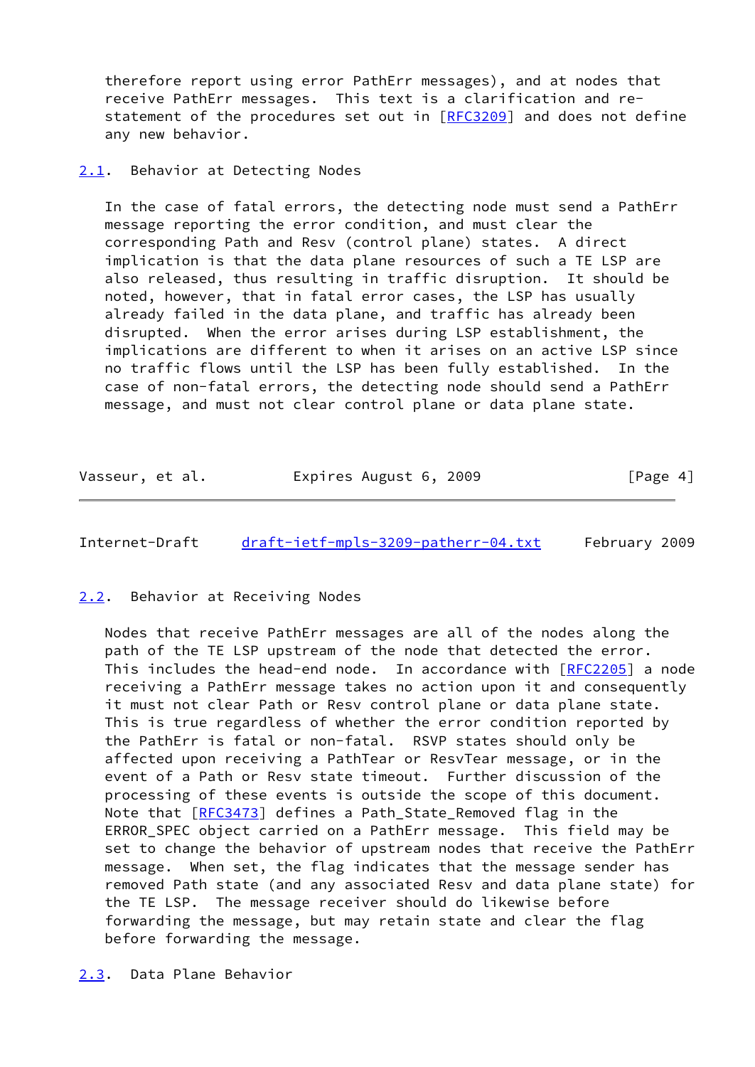therefore report using error PathErr messages), and at nodes that receive PathErr messages. This text is a clarification and re-statement of the procedures set out in [RFC3209] and does not define any new behavior.

### 2.1. Behavior at Detecting Nodes

In the case of fatal errors, the detecting node must send a PathErr message reporting the error condition, and must clear the corresponding Path and Resv (control plane) states. A direct implication is that the data plane resources of such a TE LSP are also released, thus resulting in traffic disruption. It should be noted, however, that in fatal error cases, the LSP has usually already failed in the data plane, and traffic has already been disrupted. When the error arises during LSP establishment, the implications are different to when it arises on an active LSP since no traffic flows until the LSP has been fully established. In the case of non-fatal errors, the detecting node should send a PathErr message, and must not clear control plane or data plane state.

### 2.2. Behavior at Receiving Nodes

Nodes that receive PathErr messages are all of the nodes along the path of the TE LSP upstream of the node that detected the error. This includes the head-end node. In accordance with [RFC2205] a node receiving a PathErr message takes no action upon it and consequently it must not clear Path or Resv control plane or data plane state. This is true regardless of whether the error condition reported by the PathErr is fatal or non-fatal. RSVP states should only be affected upon receiving a PathTear or ResvTear message, or in the event of a Path or Resv state timeout. Further discussion of the processing of these events is outside the scope of this document. Note that [RFC3473] defines a Path_State_Removed flag in the ERROR_SPEC object carried on a PathErr message. This field may be set to change the behavior of upstream nodes that receive the PathErr message. When set, the flag indicates that the message sender has removed Path state (and any associated Resv and data plane state) for the TE LSP. The message receiver should do likewise before forwarding the message, but may retain state and clear the flag before forwarding the message.

### 2.3. Data Plane Behavior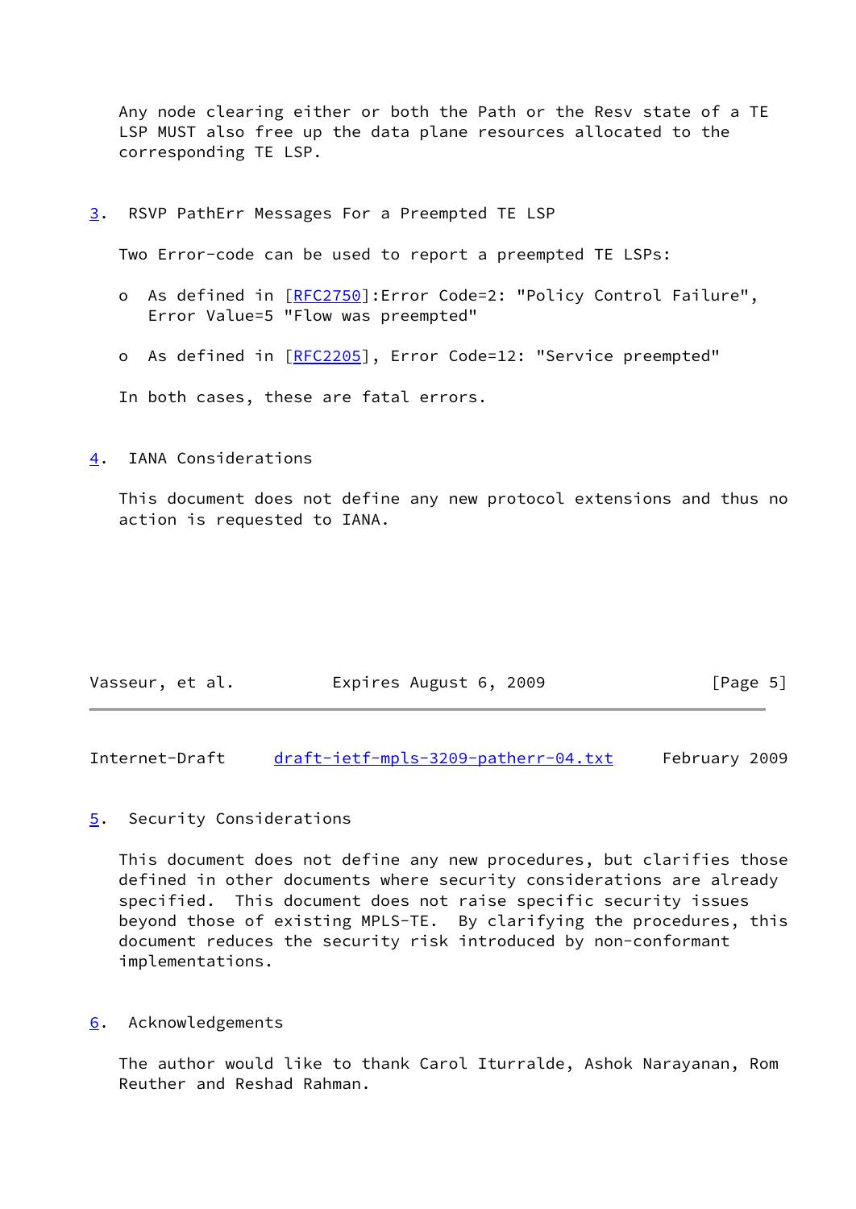Any node clearing either or both the Path or the Resv state of a TE LSP MUST also free up the data plane resources allocated to the corresponding TE LSP.

## 3. RSVP PathErr Messages For a Preempted TE LSP

Two Error-code can be used to report a preempted TE LSPs:

- As defined in [RFC2750]:Error Code=2: "Policy Control Failure", Error Value=5 "Flow was preempted"
- As defined in [RFC2205], Error Code=12: "Service preempted"

In both cases, these are fatal errors.

## 4. IANA Considerations

This document does not define any new protocol extensions and thus no action is requested to IANA.

## 5. Security Considerations

This document does not define any new procedures, but clarifies those defined in other documents where security considerations are already specified. This document does not raise specific security issues beyond those of existing MPLS-TE. By clarifying the procedures, this document reduces the security risk introduced by non-conformant implementations.

## 6. Acknowledgements

The author would like to thank Carol Iturralde, Ashok Narayanan, Rom Reuther and Reshad Rahman.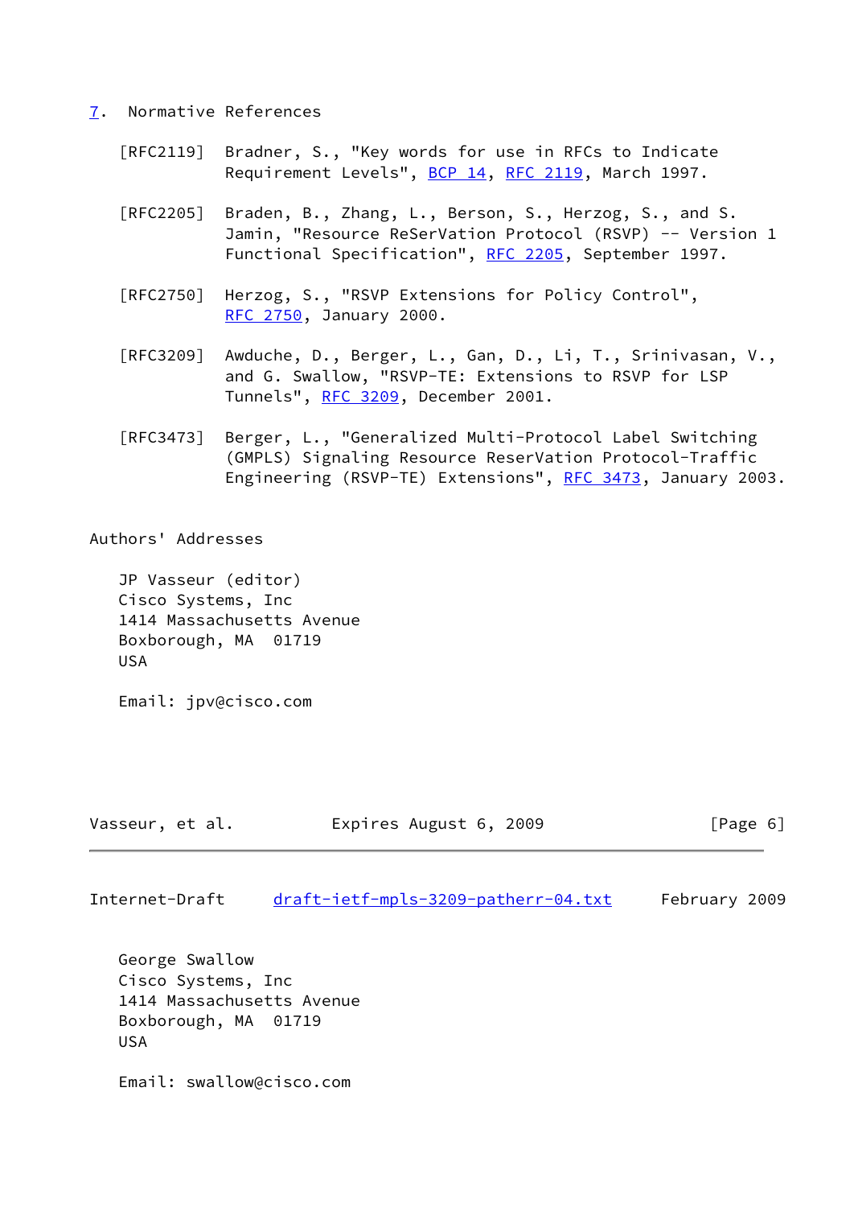## 7. Normative References

[RFC2119] Bradner, S., "Key words for use in RFCs to Indicate Requirement Levels", BCP 14, RFC 2119, March 1997.

[RFC2205] Braden, B., Zhang, L., Berson, S., Herzog, S., and S. Jamin, "Resource ReSerVation Protocol (RSVP) -- Version 1 Functional Specification", RFC 2205, September 1997.

[RFC2750] Herzog, S., "RSVP Extensions for Policy Control", RFC 2750, January 2000.

[RFC3209] Awduche, D., Berger, L., Gan, D., Li, T., Srinivasan, V., and G. Swallow, "RSVP-TE: Extensions to RSVP for LSP Tunnels", RFC 3209, December 2001.

[RFC3473] Berger, L., "Generalized Multi-Protocol Label Switching (GMPLS) Signaling Resource ReserVation Protocol-Traffic Engineering (RSVP-TE) Extensions", RFC 3473, January 2003.

## Authors' Addresses

JP Vasseur (editor)
Cisco Systems, Inc
1414 Massachusetts Avenue
Boxborough, MA  01719
USA

Email: jpv@cisco.com

George Swallow
Cisco Systems, Inc
1414 Massachusetts Avenue
Boxborough, MA  01719
USA

Email: swallow@cisco.com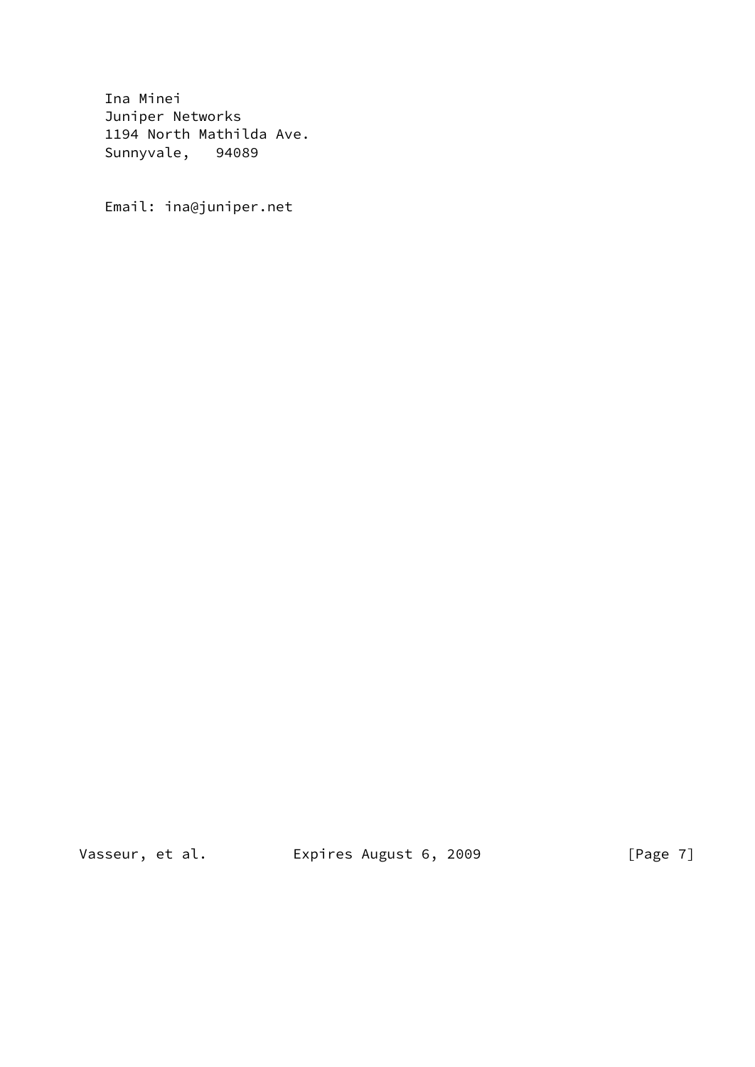Ina Minei
Juniper Networks
1194 North Mathilda Ave.
Sunnyvale,   94089

Email: ina@juniper.net